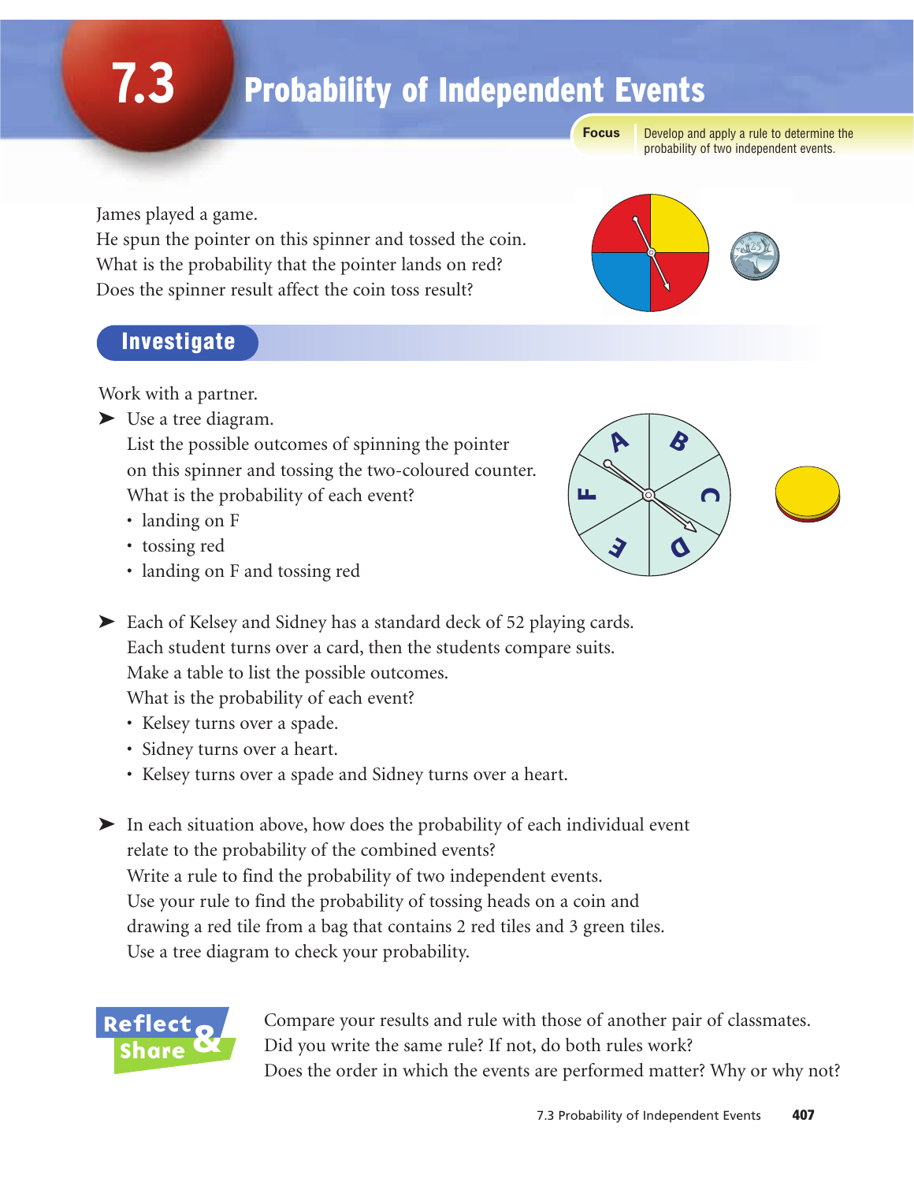# 7.3 Probability of Independent Events

**Focus** Develop and apply a rule to determine the probability of two independent events.

James played a game.
He spun the pointer on this spinner and tossed the coin.
What is the probability that the pointer lands on red?
Does the spinner result affect the coin toss result?

## Investigate

Work with a partner.

➤ Use a tree diagram.
List the possible outcomes of spinning the pointer on this spinner and tossing the two-coloured counter.
What is the probability of each event?
- landing on F
- tossing red
- landing on F and tossing red

➤ Each of Kelsey and Sidney has a standard deck of 52 playing cards.
Each student turns over a card, then the students compare suits.
Make a table to list the possible outcomes.
What is the probability of each event?
- Kelsey turns over a spade.
- Sidney turns over a heart.
- Kelsey turns over a spade and Sidney turns over a heart.

➤ In each situation above, how does the probability of each individual event relate to the probability of the combined events?
Write a rule to find the probability of two independent events.
Use your rule to find the probability of tossing heads on a coin and drawing a red tile from a bag that contains 2 red tiles and 3 green tiles.
Use a tree diagram to check your probability.

## Reflect & Share

Compare your results and rule with those of another pair of classmates.
Did you write the same rule? If not, do both rules work?
Does the order in which the events are performed matter? Why or why not?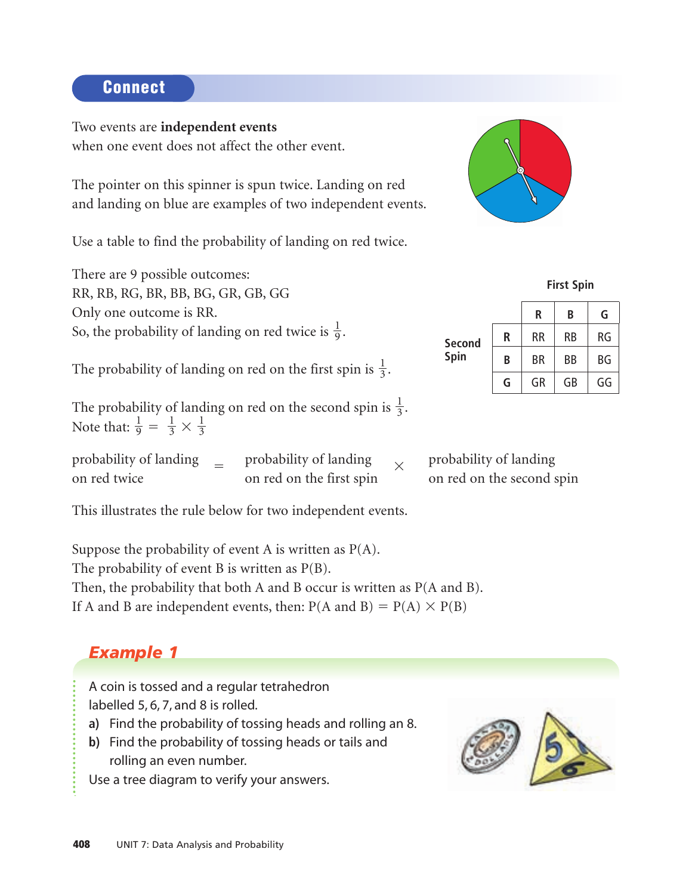## Connect

Two events are **independent events** when one event does not affect the other event.

The pointer on this spinner is spun twice. Landing on red and landing on blue are examples of two independent events.

Use a table to find the probability of landing on red twice.

There are 9 possible outcomes:
RR, RB, RG, BR, BB, BG, GR, GB, GG
Only one outcome is RR.
So, the probability of landing on red twice is $\frac{1}{9}$.

First Spin

| Second Spin | R | B | G |
|---|---|---|---|
| R | RR | RB | RG |
| B | BR | BB | BG |
| G | GR | GB | GG |

The probability of landing on red on the first spin is $\frac{1}{3}$.

The probability of landing on red on the second spin is $\frac{1}{3}$.
Note that: $\frac{1}{9} = \frac{1}{3} \times \frac{1}{3}$

probability of landing on red twice = probability of landing on red on the first spin × probability of landing on red on the second spin

This illustrates the rule below for two independent events.

Suppose the probability of event A is written as P(A).
The probability of event B is written as P(B).
Then, the probability that both A and B occur is written as P(A and B).
If A and B are independent events, then: P(A and B) = P(A) × P(B)

### *Example 1*

A coin is tossed and a regular tetrahedron labelled 5, 6, 7, and 8 is rolled.

**a)** Find the probability of tossing heads and rolling an 8.

**b)** Find the probability of tossing heads or tails and rolling an even number.

Use a tree diagram to verify your answers.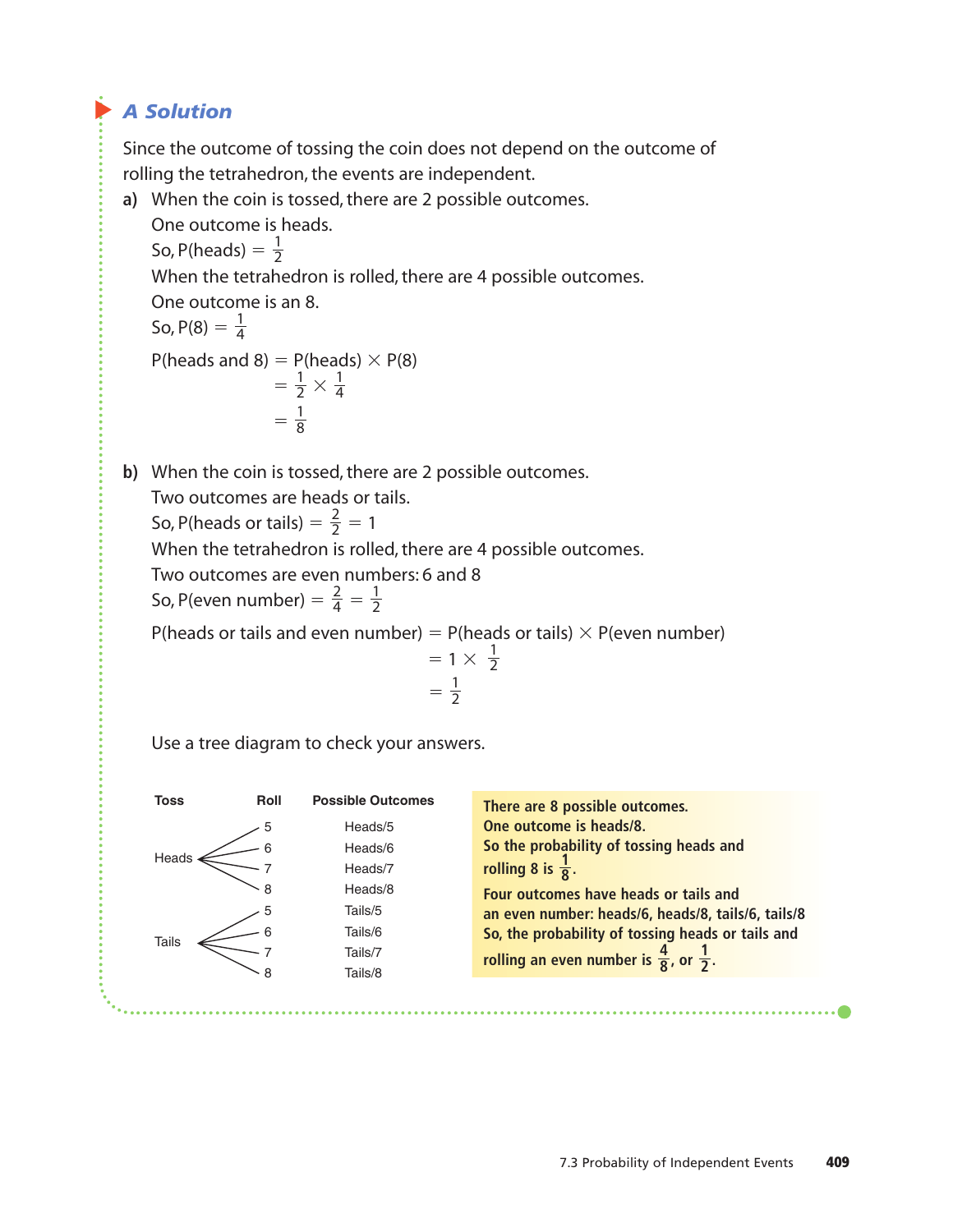## *A Solution*

Since the outcome of tossing the coin does not depend on the outcome of rolling the tetrahedron, the events are independent.

**a)** When the coin is tossed, there are 2 possible outcomes.
One outcome is heads.
So, P(heads) $= \frac{1}{2}$
When the tetrahedron is rolled, there are 4 possible outcomes.
One outcome is an 8.
So, P(8) $= \frac{1}{4}$

$$
\begin{aligned}
P(\text{heads and } 8) &= P(\text{heads}) \times P(8) \\
&= \frac{1}{2} \times \frac{1}{4} \\
&= \frac{1}{8}
\end{aligned}
$$

**b)** When the coin is tossed, there are 2 possible outcomes.
Two outcomes are heads or tails.
So, P(heads or tails) $= \frac{2}{2} = 1$
When the tetrahedron is rolled, there are 4 possible outcomes.
Two outcomes are even numbers: 6 and 8
So, P(even number) $= \frac{2}{4} = \frac{1}{2}$

$$
\begin{aligned}
P(\text{heads or tails and even number}) &= P(\text{heads or tails}) \times P(\text{even number}) \\
&= 1 \times \frac{1}{2} \\
&= \frac{1}{2}
\end{aligned}
$$

Use a tree diagram to check your answers.

Toss
Roll
Possible Outcomes

Heads
5
6
7
8
Heads/5
Heads/6
Heads/7
Heads/8

Tails
5
6
7
8
Tails/5
Tails/6
Tails/7
Tails/8

**There are 8 possible outcomes.**
**One outcome is heads/8.**
**So the probability of tossing heads and rolling 8 is $\frac{1}{8}$.**
**Four outcomes have heads or tails and an even number: heads/6, heads/8, tails/6, tails/8**
**So, the probability of tossing heads or tails and rolling an even number is $\frac{4}{8}$, or $\frac{1}{2}$.**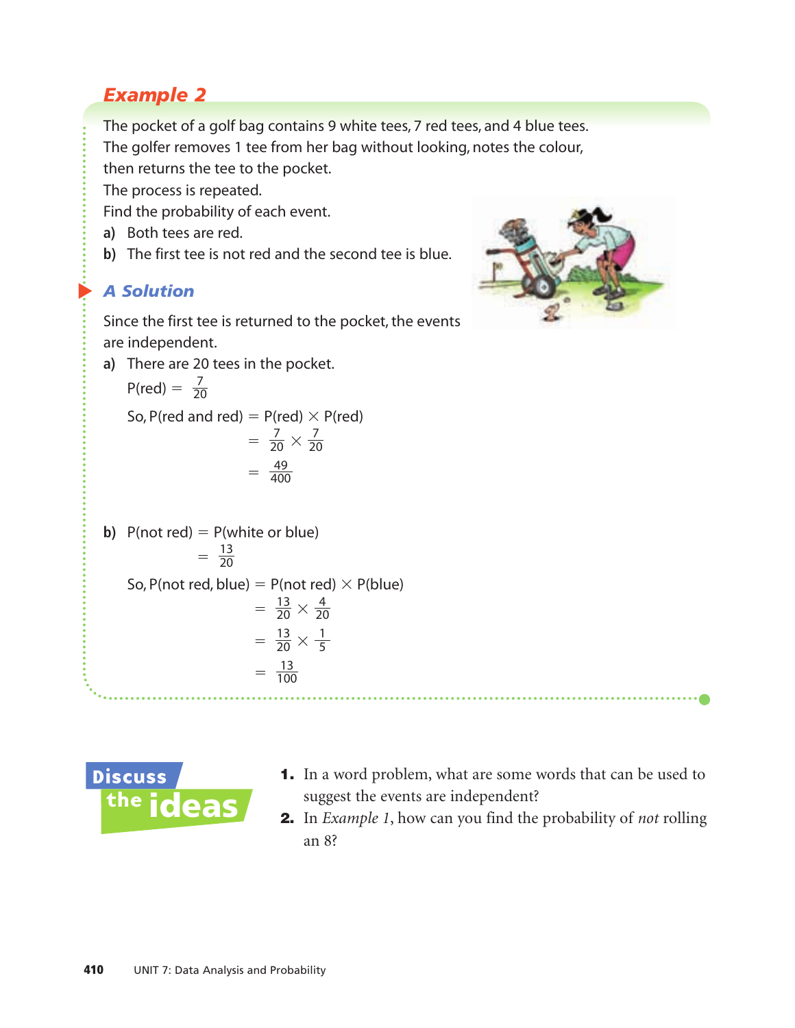## Example 2

The pocket of a golf bag contains 9 white tees, 7 red tees, and 4 blue tees.
The golfer removes 1 tee from her bag without looking, notes the colour, then returns the tee to the pocket.
The process is repeated.
Find the probability of each event.

**a)** Both tees are red.

**b)** The first tee is not red and the second tee is blue.

### A Solution

Since the first tee is returned to the pocket, the events are independent.

**a)** There are 20 tees in the pocket.

$$\text{P(red)} = \frac{7}{20}$$

$$\text{So, P(red and red)} = \text{P(red)} \times \text{P(red)}$$
$$= \frac{7}{20} \times \frac{7}{20}$$
$$= \frac{49}{400}$$

**b)** 
$$\text{P(not red)} = \text{P(white or blue)}$$
$$= \frac{13}{20}$$

$$\text{So, P(not red, blue)} = \text{P(not red)} \times \text{P(blue)}$$
$$= \frac{13}{20} \times \frac{4}{20}$$
$$= \frac{13}{20} \times \frac{1}{5}$$
$$= \frac{13}{100}$$

## Discuss the ideas

1. In a word problem, what are some words that can be used to suggest the events are independent?
2. In *Example 1*, how can you find the probability of *not* rolling an 8?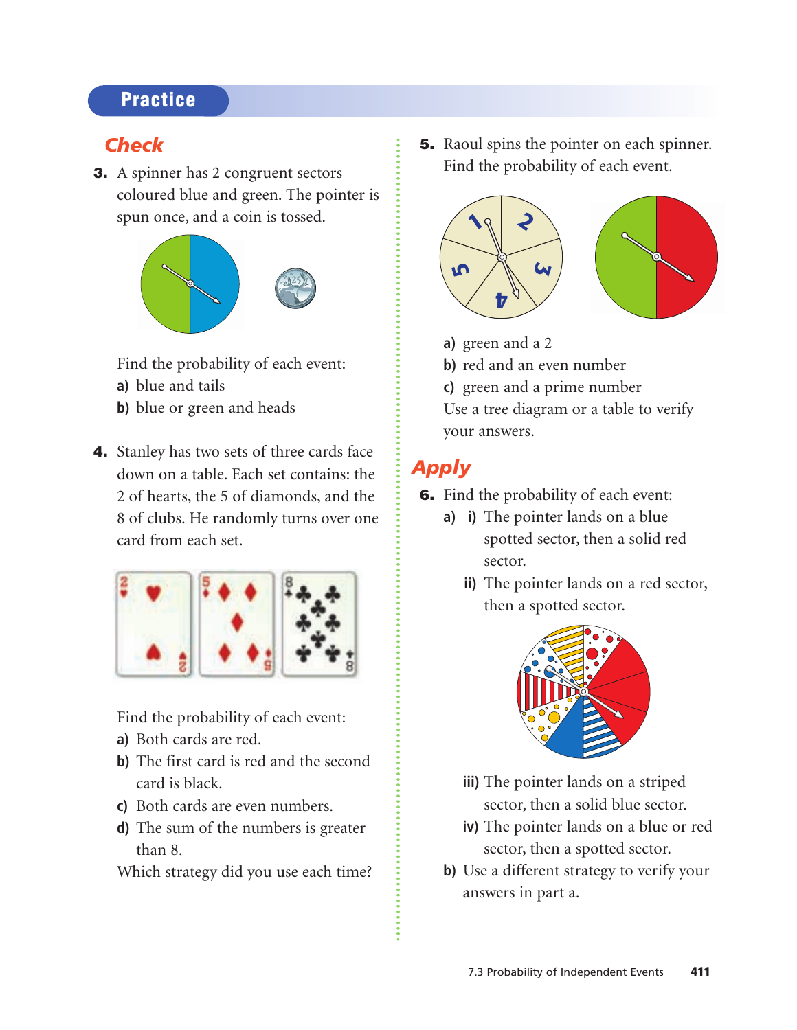## Practice

### Check

**3.** A spinner has 2 congruent sectors coloured blue and green. The pointer is spun once, and a coin is tossed.

Find the probability of each event:

**a)** blue and tails

**b)** blue or green and heads

**4.** Stanley has two sets of three cards face down on a table. Each set contains: the 2 of hearts, the 5 of diamonds, and the 8 of clubs. He randomly turns over one card from each set.

Find the probability of each event:

**a)** Both cards are red.

**b)** The first card is red and the second card is black.

**c)** Both cards are even numbers.

**d)** The sum of the numbers is greater than 8.

Which strategy did you use each time?

**5.** Raoul spins the pointer on each spinner. Find the probability of each event.

**a)** green and a 2

**b)** red and an even number

**c)** green and a prime number

Use a tree diagram or a table to verify your answers.

### Apply

**6.** Find the probability of each event:

**a)** **i)** The pointer lands on a blue spotted sector, then a solid red sector.

**ii)** The pointer lands on a red sector, then a spotted sector.

**iii)** The pointer lands on a striped sector, then a solid blue sector.

**iv)** The pointer lands on a blue or red sector, then a spotted sector.

**b)** Use a different strategy to verify your answers in part a.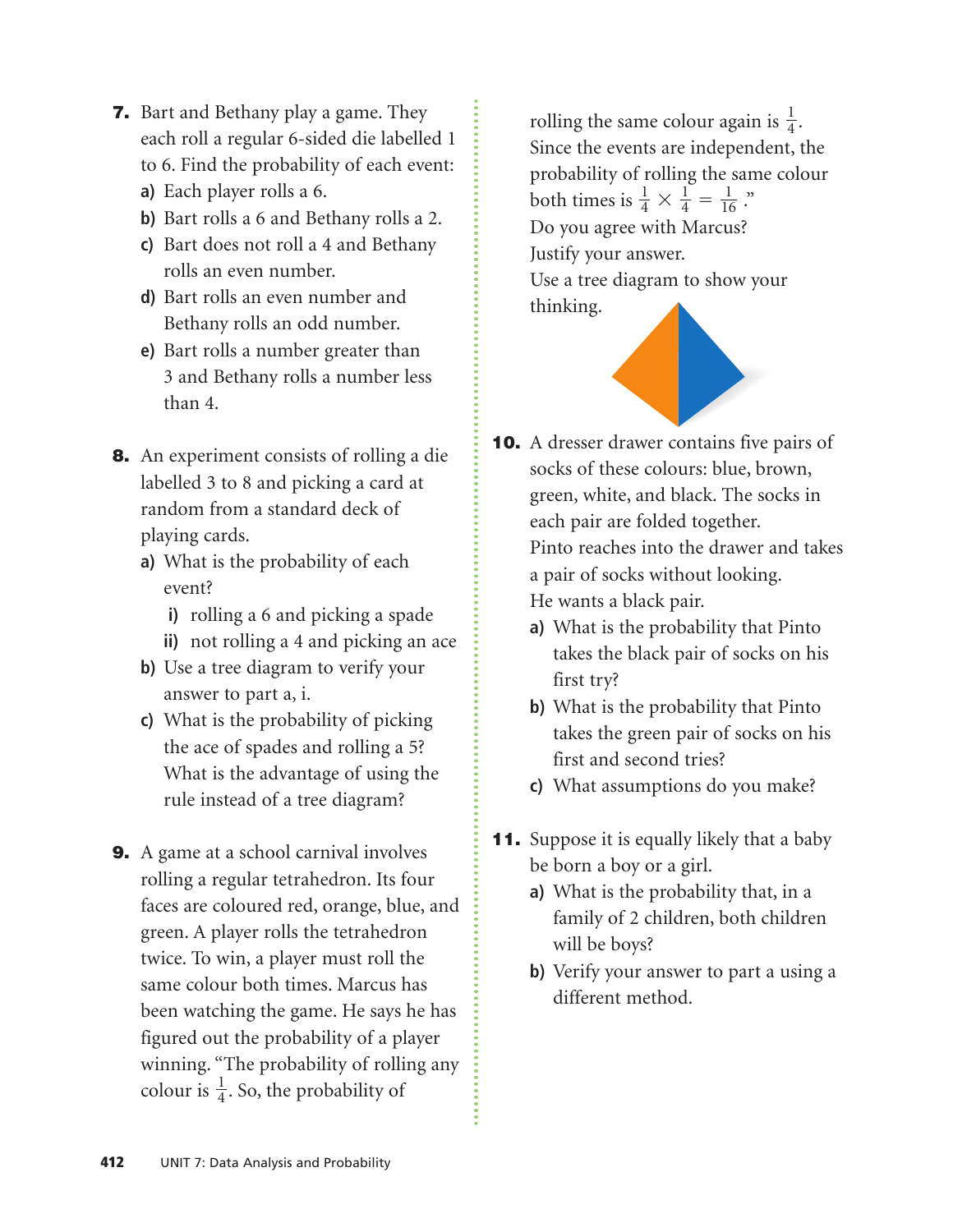**7.** Bart and Bethany play a game. They each roll a regular 6-sided die labelled 1 to 6. Find the probability of each event:

a) Each player rolls a 6.

b) Bart rolls a 6 and Bethany rolls a 2.

c) Bart does not roll a 4 and Bethany rolls an even number.

d) Bart rolls an even number and Bethany rolls an odd number.

e) Bart rolls a number greater than 3 and Bethany rolls a number less than 4.

**8.** An experiment consists of rolling a die labelled 3 to 8 and picking a card at random from a standard deck of playing cards.

a) What is the probability of each event?

  i) rolling a 6 and picking a spade

  ii) not rolling a 4 and picking an ace

b) Use a tree diagram to verify your answer to part a, i.

c) What is the probability of picking the ace of spades and rolling a 5? What is the advantage of using the rule instead of a tree diagram?

**9.** A game at a school carnival involves rolling a regular tetrahedron. Its four faces are coloured red, orange, blue, and green. A player rolls the tetrahedron twice. To win, a player must roll the same colour both times. Marcus has been watching the game. He says he has figured out the probability of a player winning. "The probability of rolling any colour is $\frac{1}{4}$. So, the probability of rolling the same colour again is $\frac{1}{4}$. Since the events are independent, the probability of rolling the same colour both times is $\frac{1}{4} \times \frac{1}{4} = \frac{1}{16}$."

Do you agree with Marcus?

Justify your answer.

Use a tree diagram to show your thinking.

**10.** A dresser drawer contains five pairs of socks of these colours: blue, brown, green, white, and black. The socks in each pair are folded together.

Pinto reaches into the drawer and takes a pair of socks without looking.

He wants a black pair.

a) What is the probability that Pinto takes the black pair of socks on his first try?

b) What is the probability that Pinto takes the green pair of socks on his first and second tries?

c) What assumptions do you make?

**11.** Suppose it is equally likely that a baby be born a boy or a girl.

a) What is the probability that, in a family of 2 children, both children will be boys?

b) Verify your answer to part a using a different method.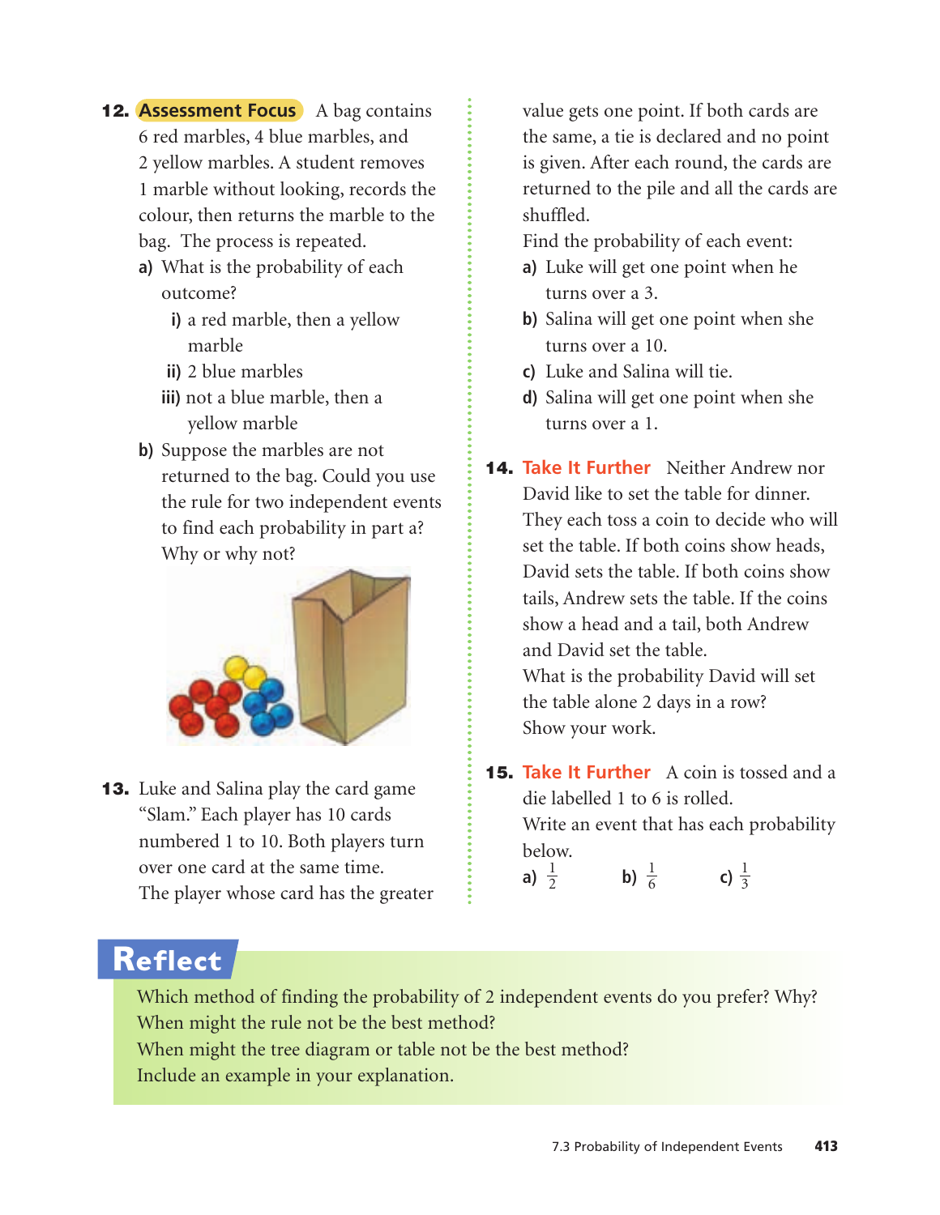**12.** **Assessment Focus** A bag contains 6 red marbles, 4 blue marbles, and 2 yellow marbles. A student removes 1 marble without looking, records the colour, then returns the marble to the bag. The process is repeated.

a) What is the probability of each outcome?

i) a red marble, then a yellow marble

ii) 2 blue marbles

iii) not a blue marble, then a yellow marble

b) Suppose the marbles are not returned to the bag. Could you use the rule for two independent events to find each probability in part a? Why or why not?

**13.** Luke and Salina play the card game "Slam." Each player has 10 cards numbered 1 to 10. Both players turn over one card at the same time. The player whose card has the greater value gets one point. If both cards are the same, a tie is declared and no point is given. After each round, the cards are returned to the pile and all the cards are shuffled.

Find the probability of each event:

a) Luke will get one point when he turns over a 3.

b) Salina will get one point when she turns over a 10.

c) Luke and Salina will tie.

d) Salina will get one point when she turns over a 1.

**14.** **Take It Further** Neither Andrew nor David like to set the table for dinner. They each toss a coin to decide who will set the table. If both coins show heads, David sets the table. If both coins show tails, Andrew sets the table. If the coins show a head and a tail, both Andrew and David set the table.

What is the probability David will set the table alone 2 days in a row?

Show your work.

**15.** **Take It Further** A coin is tossed and a die labelled 1 to 6 is rolled.

Write an event that has each probability below.

a) $\frac{1}{2}$ b) $\frac{1}{6}$ c) $\frac{1}{3}$

## Reflect

Which method of finding the probability of 2 independent events do you prefer? Why?

When might the rule not be the best method?

When might the tree diagram or table not be the best method?

Include an example in your explanation.